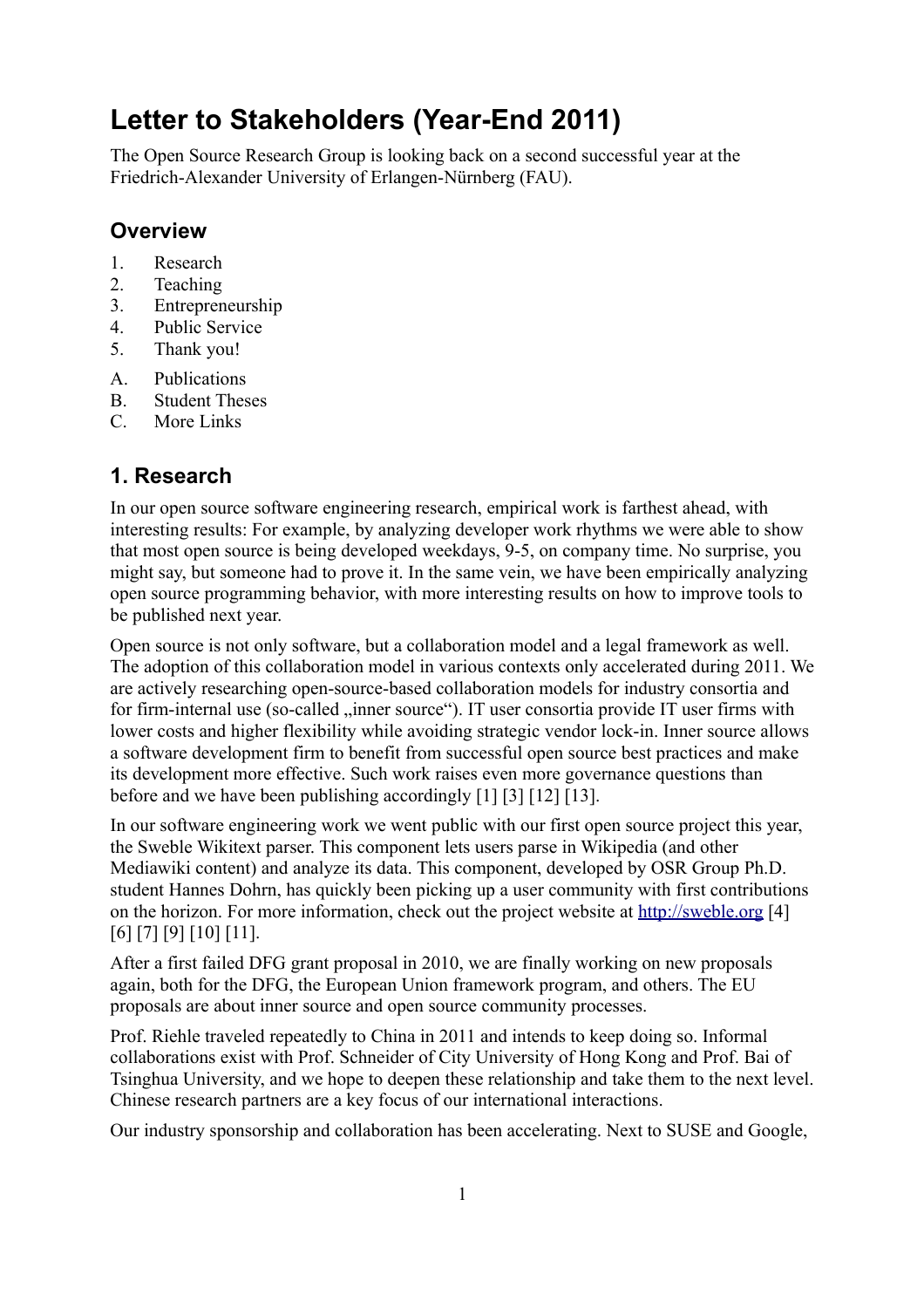# Letter to Stakeholders (Year-End 2011)

The Open Source Research Group is looking back on a second successful year at the Friedrich-Alexander University of Erlangen-Nürnberg (FAU).

## Overview

1. Research
2. Teaching
3. Entrepreneurship
4. Public Service
5. Thank you!

A. Publications
B. Student Theses
C. More Links

## 1. Research

In our open source software engineering research, empirical work is farthest ahead, with interesting results: For example, by analyzing developer work rhythms we were able to show that most open source is being developed weekdays, 9-5, on company time. No surprise, you might say, but someone had to prove it. In the same vein, we have been empirically analyzing open source programming behavior, with more interesting results on how to improve tools to be published next year.

Open source is not only software, but a collaboration model and a legal framework as well. The adoption of this collaboration model in various contexts only accelerated during 2011. We are actively researching open-source-based collaboration models for industry consortia and for firm-internal use (so-called „inner source"). IT user consortia provide IT user firms with lower costs and higher flexibility while avoiding strategic vendor lock-in. Inner source allows a software development firm to benefit from successful open source best practices and make its development more effective. Such work raises even more governance questions than before and we have been publishing accordingly [1] [3] [12] [13].

In our software engineering work we went public with our first open source project this year, the Sweble Wikitext parser. This component lets users parse in Wikipedia (and other Mediawiki content) and analyze its data. This component, developed by OSR Group Ph.D. student Hannes Dohrn, has quickly been picking up a user community with first contributions on the horizon. For more information, check out the project website at http://sweble.org [4] [6] [7] [9] [10] [11].

After a first failed DFG grant proposal in 2010, we are finally working on new proposals again, both for the DFG, the European Union framework program, and others. The EU proposals are about inner source and open source community processes.

Prof. Riehle traveled repeatedly to China in 2011 and intends to keep doing so. Informal collaborations exist with Prof. Schneider of City University of Hong Kong and Prof. Bai of Tsinghua University, and we hope to deepen these relationship and take them to the next level. Chinese research partners are a key focus of our international interactions.

Our industry sponsorship and collaboration has been accelerating. Next to SUSE and Google,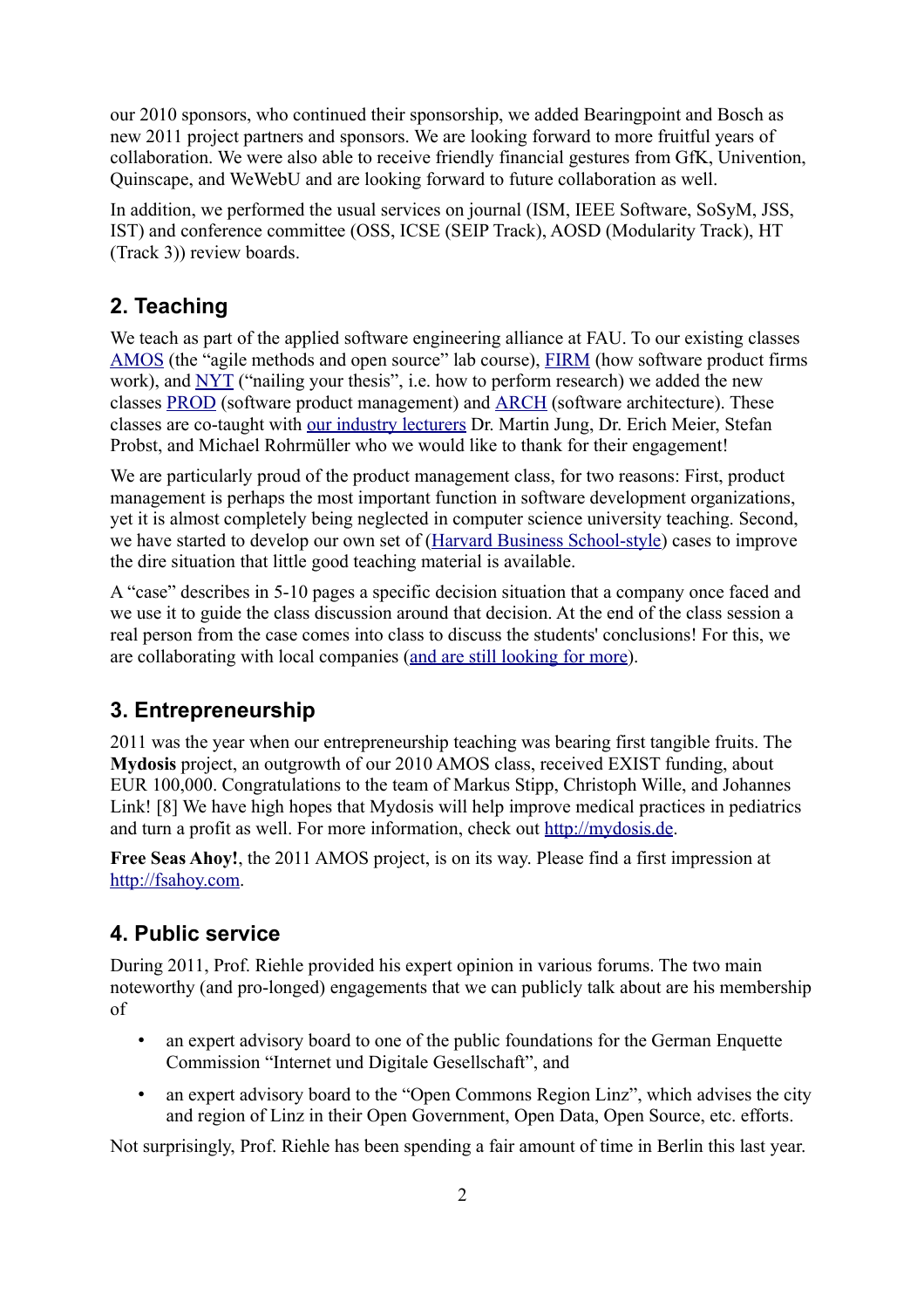our 2010 sponsors, who continued their sponsorship, we added Bearingpoint and Bosch as new 2011 project partners and sponsors. We are looking forward to more fruitful years of collaboration. We were also able to receive friendly financial gestures from GfK, Univention, Quinscape, and WeWebU and are looking forward to future collaboration as well.

In addition, we performed the usual services on journal (ISM, IEEE Software, SoSyM, JSS, IST) and conference committee (OSS, ICSE (SEIP Track), AOSD (Modularity Track), HT (Track 3)) review boards.

## 2. Teaching

We teach as part of the applied software engineering alliance at FAU. To our existing classes AMOS (the "agile methods and open source" lab course), FIRM (how software product firms work), and NYT ("nailing your thesis", i.e. how to perform research) we added the new classes PROD (software product management) and ARCH (software architecture). These classes are co-taught with our industry lecturers Dr. Martin Jung, Dr. Erich Meier, Stefan Probst, and Michael Rohrmüller who we would like to thank for their engagement!

We are particularly proud of the product management class, for two reasons: First, product management is perhaps the most important function in software development organizations, yet it is almost completely being neglected in computer science university teaching. Second, we have started to develop our own set of (Harvard Business School-style) cases to improve the dire situation that little good teaching material is available.

A "case" describes in 5-10 pages a specific decision situation that a company once faced and we use it to guide the class discussion around that decision. At the end of the class session a real person from the case comes into class to discuss the students' conclusions! For this, we are collaborating with local companies (and are still looking for more).

## 3. Entrepreneurship

2011 was the year when our entrepreneurship teaching was bearing first tangible fruits. The **Mydosis** project, an outgrowth of our 2010 AMOS class, received EXIST funding, about EUR 100,000. Congratulations to the team of Markus Stipp, Christoph Wille, and Johannes Link! [8] We have high hopes that Mydosis will help improve medical practices in pediatrics and turn a profit as well. For more information, check out http://mydosis.de.

**Free Seas Ahoy!**, the 2011 AMOS project, is on its way. Please find a first impression at http://fsahoy.com.

## 4. Public service

During 2011, Prof. Riehle provided his expert opinion in various forums. The two main noteworthy (and pro-longed) engagements that we can publicly talk about are his membership of

- an expert advisory board to one of the public foundations for the German Enquette Commission "Internet und Digitale Gesellschaft", and
- an expert advisory board to the "Open Commons Region Linz", which advises the city and region of Linz in their Open Government, Open Data, Open Source, etc. efforts.

Not surprisingly, Prof. Riehle has been spending a fair amount of time in Berlin this last year.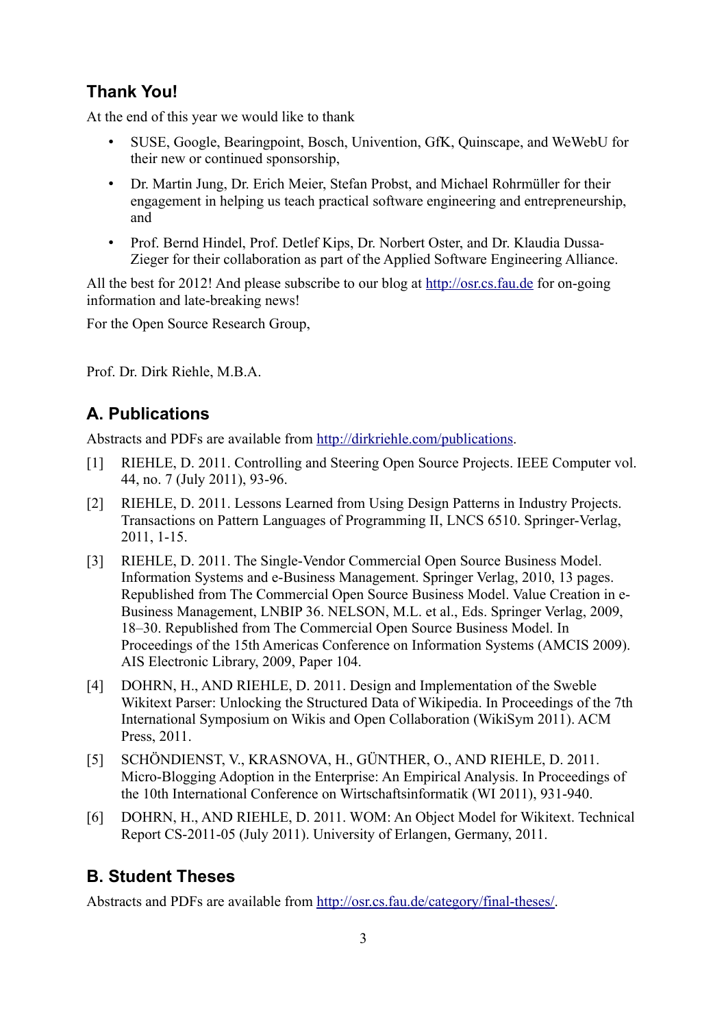## Thank You!

At the end of this year we would like to thank

- SUSE, Google, Bearingpoint, Bosch, Univention, GfK, Quinscape, and WeWebU for their new or continued sponsorship,
- Dr. Martin Jung, Dr. Erich Meier, Stefan Probst, and Michael Rohrmüller for their engagement in helping us teach practical software engineering and entrepreneurship, and
- Prof. Bernd Hindel, Prof. Detlef Kips, Dr. Norbert Oster, and Dr. Klaudia Dussa-Zieger for their collaboration as part of the Applied Software Engineering Alliance.

All the best for 2012! And please subscribe to our blog at http://osr.cs.fau.de for on-going information and late-breaking news!

For the Open Source Research Group,

Prof. Dr. Dirk Riehle, M.B.A.

## A. Publications

Abstracts and PDFs are available from http://dirkriehle.com/publications.

[1] RIEHLE, D. 2011. Controlling and Steering Open Source Projects. IEEE Computer vol. 44, no. 7 (July 2011), 93-96.

[2] RIEHLE, D. 2011. Lessons Learned from Using Design Patterns in Industry Projects. Transactions on Pattern Languages of Programming II, LNCS 6510. Springer-Verlag, 2011, 1-15.

[3] RIEHLE, D. 2011. The Single-Vendor Commercial Open Source Business Model. Information Systems and e-Business Management. Springer Verlag, 2010, 13 pages. Republished from The Commercial Open Source Business Model. Value Creation in e-Business Management, LNBIP 36. NELSON, M.L. et al., Eds. Springer Verlag, 2009, 18–30. Republished from The Commercial Open Source Business Model. In Proceedings of the 15th Americas Conference on Information Systems (AMCIS 2009). AIS Electronic Library, 2009, Paper 104.

[4] DOHRN, H., AND RIEHLE, D. 2011. Design and Implementation of the Sweble Wikitext Parser: Unlocking the Structured Data of Wikipedia. In Proceedings of the 7th International Symposium on Wikis and Open Collaboration (WikiSym 2011). ACM Press, 2011.

[5] SCHÖNDIENST, V., KRASNOVA, H., GÜNTHER, O., AND RIEHLE, D. 2011. Micro-Blogging Adoption in the Enterprise: An Empirical Analysis. In Proceedings of the 10th International Conference on Wirtschaftsinformatik (WI 2011), 931-940.

[6] DOHRN, H., AND RIEHLE, D. 2011. WOM: An Object Model for Wikitext. Technical Report CS-2011-05 (July 2011). University of Erlangen, Germany, 2011.

## B. Student Theses

Abstracts and PDFs are available from http://osr.cs.fau.de/category/final-theses/.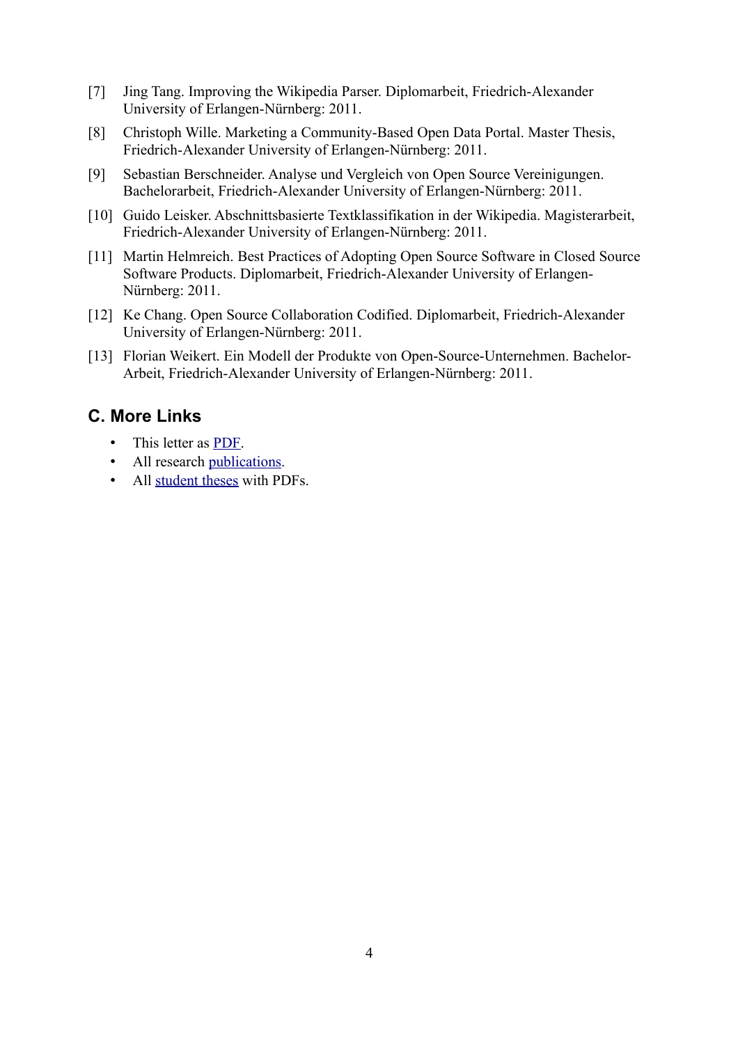[7] Jing Tang. Improving the Wikipedia Parser. Diplomarbeit, Friedrich-Alexander University of Erlangen-Nürnberg: 2011.

[8] Christoph Wille. Marketing a Community-Based Open Data Portal. Master Thesis, Friedrich-Alexander University of Erlangen-Nürnberg: 2011.

[9] Sebastian Berschneider. Analyse und Vergleich von Open Source Vereinigungen. Bachelorarbeit, Friedrich-Alexander University of Erlangen-Nürnberg: 2011.

[10] Guido Leisker. Abschnittsbasierte Textklassifikation in der Wikipedia. Magisterarbeit, Friedrich-Alexander University of Erlangen-Nürnberg: 2011.

[11] Martin Helmreich. Best Practices of Adopting Open Source Software in Closed Source Software Products. Diplomarbeit, Friedrich-Alexander University of Erlangen-Nürnberg: 2011.

[12] Ke Chang. Open Source Collaboration Codified. Diplomarbeit, Friedrich-Alexander University of Erlangen-Nürnberg: 2011.

[13] Florian Weikert. Ein Modell der Produkte von Open-Source-Unternehmen. Bachelor-Arbeit, Friedrich-Alexander University of Erlangen-Nürnberg: 2011.

## C. More Links

- This letter as PDF.
- All research publications.
- All student theses with PDFs.